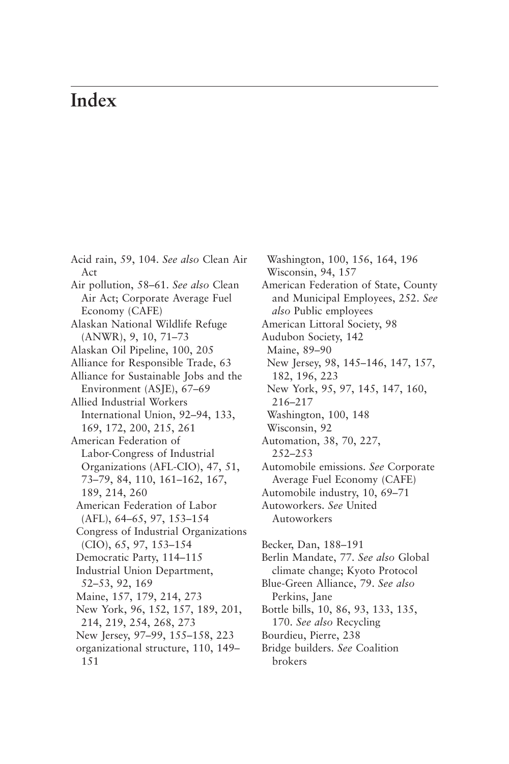# Index

Acid rain, 59, 104. *See also* Clean Air Act
Air pollution, 58–61. *See also* Clean Air Act; Corporate Average Fuel Economy (CAFE)
Alaskan National Wildlife Refuge (ANWR), 9, 10, 71–73
Alaskan Oil Pipeline, 100, 205
Alliance for Responsible Trade, 63
Alliance for Sustainable Jobs and the Environment (ASJE), 67–69
Allied Industrial Workers International Union, 92–94, 133, 169, 172, 200, 215, 261
American Federation of Labor-Congress of Industrial Organizations (AFL-CIO), 47, 51, 73–79, 84, 110, 161–162, 167, 189, 214, 260
 American Federation of Labor (AFL), 64–65, 97, 153–154
 Congress of Industrial Organizations (CIO), 65, 97, 153–154
 Democratic Party, 114–115
 Industrial Union Department, 52–53, 92, 169
 Maine, 157, 179, 214, 273
 New York, 96, 152, 157, 189, 201, 214, 219, 254, 268, 273
 New Jersey, 97–99, 155–158, 223
 organizational structure, 110, 149–151
 Washington, 100, 156, 164, 196
 Wisconsin, 94, 157
American Federation of State, County and Municipal Employees, 252. *See also* Public employees
American Littoral Society, 98
Audubon Society, 142
 Maine, 89–90
 New Jersey, 98, 145–146, 147, 157, 182, 196, 223
 New York, 95, 97, 145, 147, 160, 216–217
 Washington, 100, 148
 Wisconsin, 92
Automation, 38, 70, 227, 252–253
Automobile emissions. *See* Corporate Average Fuel Economy (CAFE)
Automobile industry, 10, 69–71
Autoworkers. *See* United Autoworkers

Becker, Dan, 188–191
Berlin Mandate, 77. *See also* Global climate change; Kyoto Protocol
Blue-Green Alliance, 79. *See also* Perkins, Jane
Bottle bills, 10, 86, 93, 133, 135, 170. *See also* Recycling
Bourdieu, Pierre, 238
Bridge builders. *See* Coalition brokers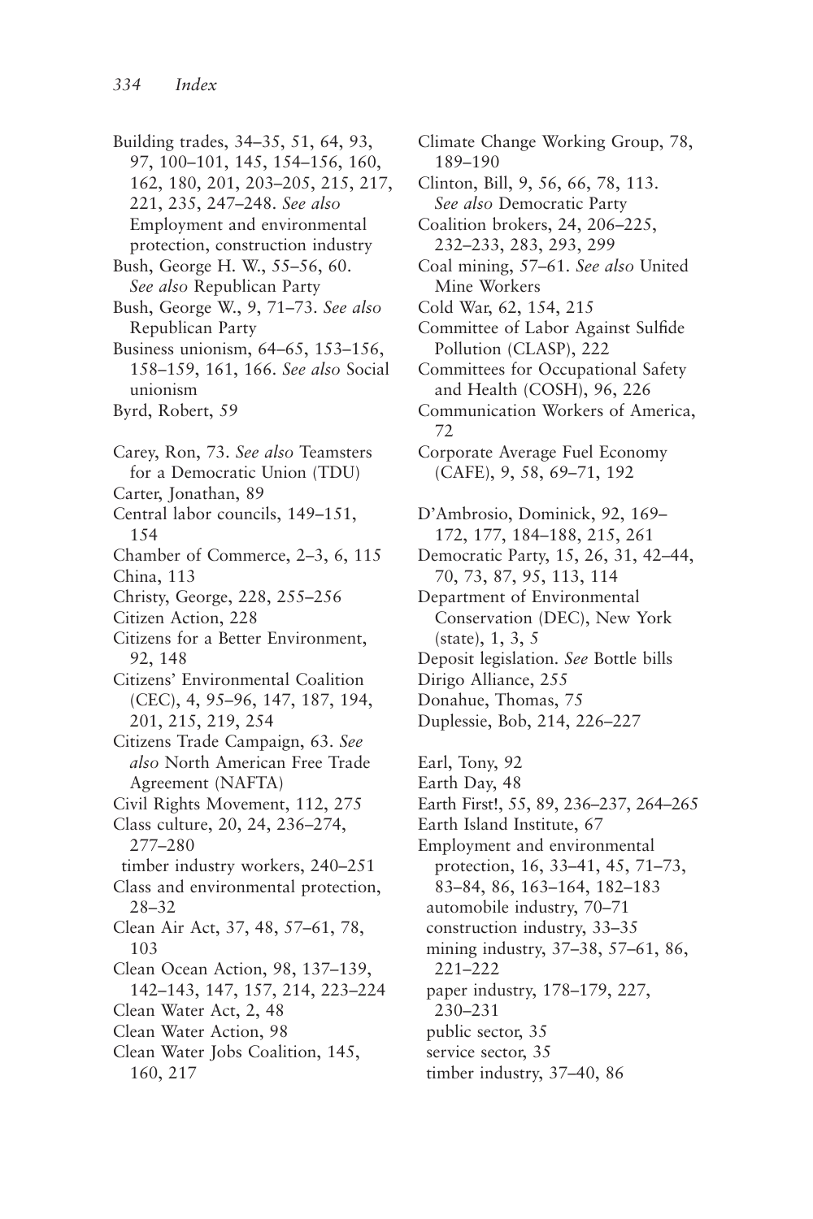Building trades, 34–35, 51, 64, 93, 97, 100–101, 145, 154–156, 160, 162, 180, 201, 203–205, 215, 217, 221, 235, 247–248. *See also* Employment and environmental protection, construction industry

Bush, George H. W., 55–56, 60. *See also* Republican Party

Bush, George W., 9, 71–73. *See also* Republican Party

Business unionism, 64–65, 153–156, 158–159, 161, 166. *See also* Social unionism

Byrd, Robert, 59

Carey, Ron, 73. *See also* Teamsters for a Democratic Union (TDU)

Carter, Jonathan, 89

Central labor councils, 149–151, 154

Chamber of Commerce, 2–3, 6, 115

China, 113

Christy, George, 228, 255–256

Citizen Action, 228

Citizens for a Better Environment, 92, 148

Citizens' Environmental Coalition (CEC), 4, 95–96, 147, 187, 194, 201, 215, 219, 254

Citizens Trade Campaign, 63. *See also* North American Free Trade Agreement (NAFTA)

Civil Rights Movement, 112, 275

Class culture, 20, 24, 236–274, 277–280
- timber industry workers, 240–251

Class and environmental protection, 28–32

Clean Air Act, 37, 48, 57–61, 78, 103

Clean Ocean Action, 98, 137–139, 142–143, 147, 157, 214, 223–224

Clean Water Act, 2, 48

Clean Water Action, 98

Clean Water Jobs Coalition, 145, 160, 217

Climate Change Working Group, 78, 189–190

Clinton, Bill, 9, 56, 66, 78, 113. *See also* Democratic Party

Coalition brokers, 24, 206–225, 232–233, 283, 293, 299

Coal mining, 57–61. *See also* United Mine Workers

Cold War, 62, 154, 215

Committee of Labor Against Sulfide Pollution (CLASP), 222

Committees for Occupational Safety and Health (COSH), 96, 226

Communication Workers of America, 72

Corporate Average Fuel Economy (CAFE), 9, 58, 69–71, 192

D'Ambrosio, Dominick, 92, 169–172, 177, 184–188, 215, 261

Democratic Party, 15, 26, 31, 42–44, 70, 73, 87, 95, 113, 114

Department of Environmental Conservation (DEC), New York (state), 1, 3, 5

Deposit legislation. *See* Bottle bills

Dirigo Alliance, 255

Donahue, Thomas, 75

Duplessie, Bob, 214, 226–227

Earl, Tony, 92

Earth Day, 48

Earth First!, 55, 89, 236–237, 264–265

Earth Island Institute, 67

Employment and environmental protection, 16, 33–41, 45, 71–73, 83–84, 86, 163–164, 182–183
- automobile industry, 70–71
- construction industry, 33–35
- mining industry, 37–38, 57–61, 86, 221–222
- paper industry, 178–179, 227, 230–231
- public sector, 35
- service sector, 35
- timber industry, 37–40, 86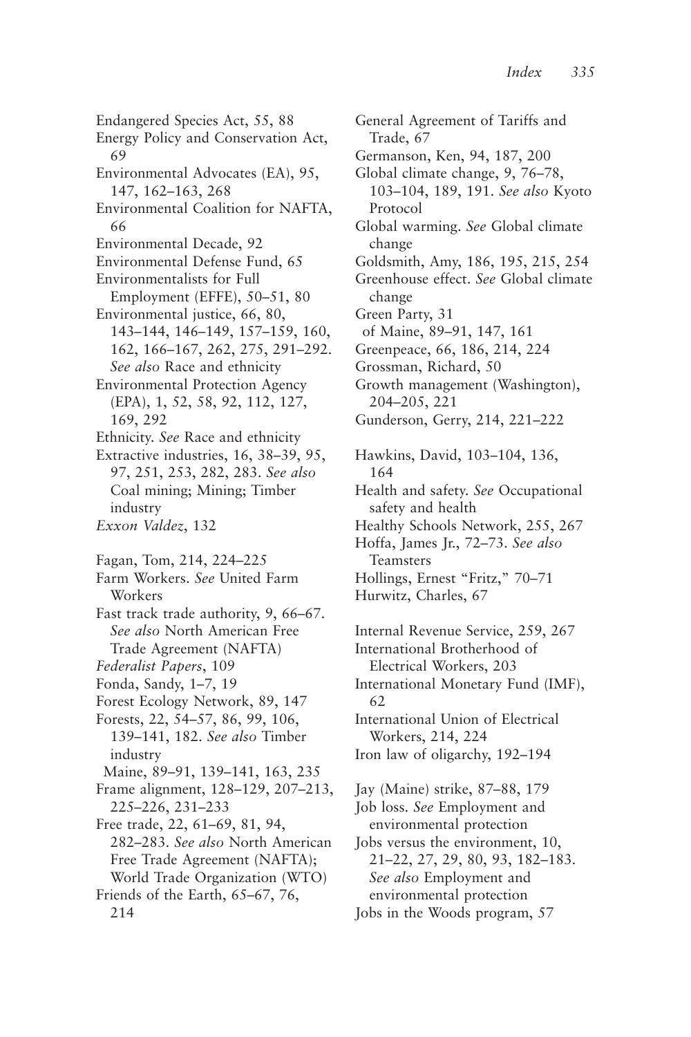Endangered Species Act, 55, 88
Energy Policy and Conservation Act, 69
Environmental Advocates (EA), 95, 147, 162–163, 268
Environmental Coalition for NAFTA, 66
Environmental Decade, 92
Environmental Defense Fund, 65
Environmentalists for Full Employment (EFFE), 50–51, 80
Environmental justice, 66, 80, 143–144, 146–149, 157–159, 160, 162, 166–167, 262, 275, 291–292. *See also* Race and ethnicity
Environmental Protection Agency (EPA), 1, 52, 58, 92, 112, 127, 169, 292
Ethnicity. *See* Race and ethnicity
Extractive industries, 16, 38–39, 95, 97, 251, 253, 282, 283. *See also* Coal mining; Mining; Timber industry
*Exxon Valdez*, 132

Fagan, Tom, 214, 224–225
Farm Workers. *See* United Farm Workers
Fast track trade authority, 9, 66–67. *See also* North American Free Trade Agreement (NAFTA)
*Federalist Papers*, 109
Fonda, Sandy, 1–7, 19
Forest Ecology Network, 89, 147
Forests, 22, 54–57, 86, 99, 106, 139–141, 182. *See also* Timber industry
  Maine, 89–91, 139–141, 163, 235
Frame alignment, 128–129, 207–213, 225–226, 231–233
Free trade, 22, 61–69, 81, 94, 282–283. *See also* North American Free Trade Agreement (NAFTA); World Trade Organization (WTO)
Friends of the Earth, 65–67, 76, 214

General Agreement of Tariffs and Trade, 67
Germanson, Ken, 94, 187, 200
Global climate change, 9, 76–78, 103–104, 189, 191. *See also* Kyoto Protocol
Global warming. *See* Global climate change
Goldsmith, Amy, 186, 195, 215, 254
Greenhouse effect. *See* Global climate change
Green Party, 31
  of Maine, 89–91, 147, 161
Greenpeace, 66, 186, 214, 224
Grossman, Richard, 50
Growth management (Washington), 204–205, 221
Gunderson, Gerry, 214, 221–222

Hawkins, David, 103–104, 136, 164
Health and safety. *See* Occupational safety and health
Healthy Schools Network, 255, 267
Hoffa, James Jr., 72–73. *See also* Teamsters
Hollings, Ernest "Fritz," 70–71
Hurwitz, Charles, 67

Internal Revenue Service, 259, 267
International Brotherhood of Electrical Workers, 203
International Monetary Fund (IMF), 62
International Union of Electrical Workers, 214, 224
Iron law of oligarchy, 192–194

Jay (Maine) strike, 87–88, 179
Job loss. *See* Employment and environmental protection
Jobs versus the environment, 10, 21–22, 27, 29, 80, 93, 182–183. *See also* Employment and environmental protection
Jobs in the Woods program, 57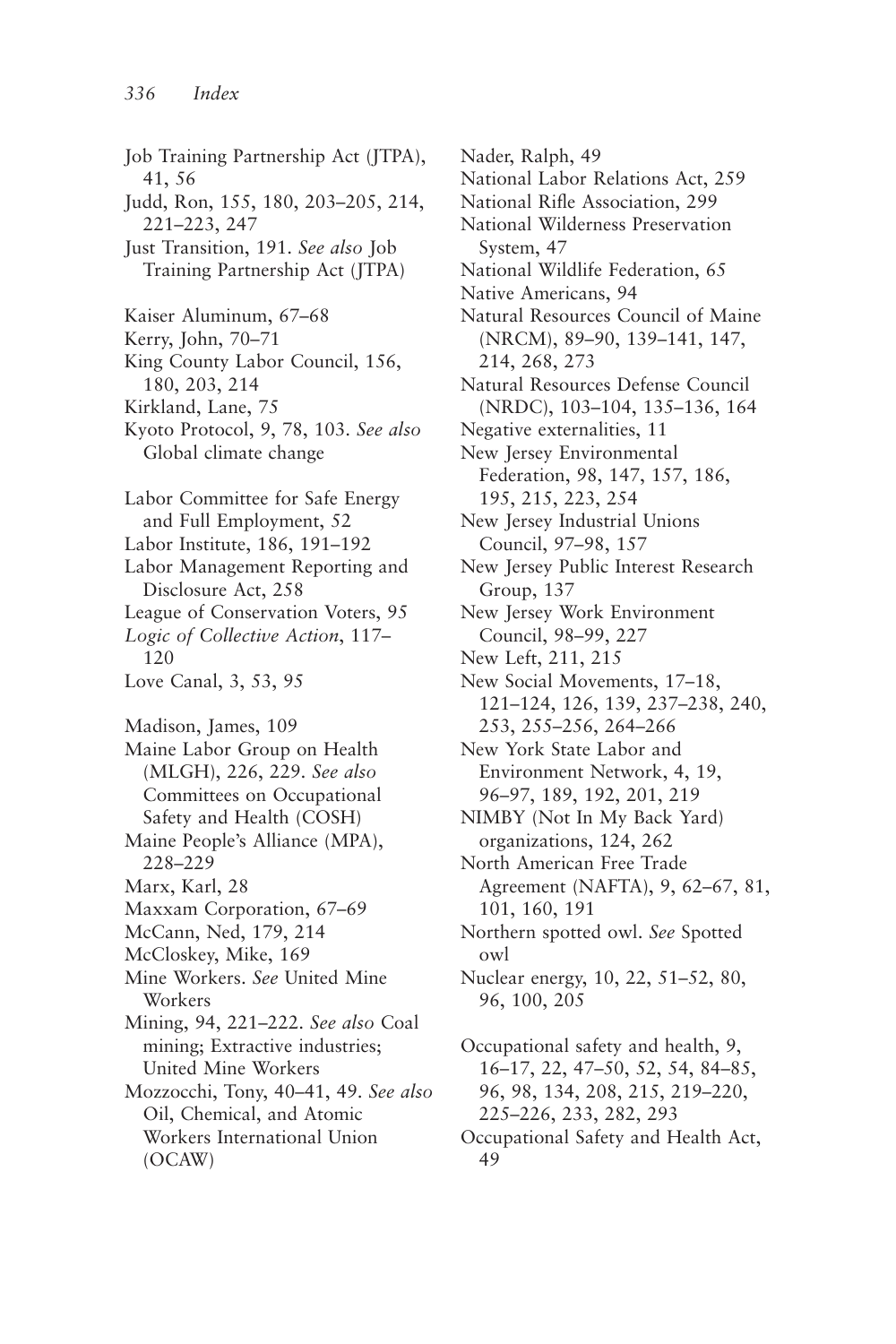Job Training Partnership Act (JTPA), 41, 56
Judd, Ron, 155, 180, 203–205, 214, 221–223, 247
Just Transition, 191. *See also* Job Training Partnership Act (JTPA)

Kaiser Aluminum, 67–68
Kerry, John, 70–71
King County Labor Council, 156, 180, 203, 214
Kirkland, Lane, 75
Kyoto Protocol, 9, 78, 103. *See also* Global climate change

Labor Committee for Safe Energy and Full Employment, 52
Labor Institute, 186, 191–192
Labor Management Reporting and Disclosure Act, 258
League of Conservation Voters, 95
*Logic of Collective Action*, 117–120
Love Canal, 3, 53, 95

Madison, James, 109
Maine Labor Group on Health (MLGH), 226, 229. *See also* Committees on Occupational Safety and Health (COSH)
Maine People's Alliance (MPA), 228–229
Marx, Karl, 28
Maxxam Corporation, 67–69
McCann, Ned, 179, 214
McCloskey, Mike, 169
Mine Workers. *See* United Mine Workers
Mining, 94, 221–222. *See also* Coal mining; Extractive industries; United Mine Workers
Mozzocchi, Tony, 40–41, 49. *See also* Oil, Chemical, and Atomic Workers International Union (OCAW)

Nader, Ralph, 49
National Labor Relations Act, 259
National Rifle Association, 299
National Wilderness Preservation System, 47
National Wildlife Federation, 65
Native Americans, 94
Natural Resources Council of Maine (NRCM), 89–90, 139–141, 147, 214, 268, 273
Natural Resources Defense Council (NRDC), 103–104, 135–136, 164
Negative externalities, 11
New Jersey Environmental Federation, 98, 147, 157, 186, 195, 215, 223, 254
New Jersey Industrial Unions Council, 97–98, 157
New Jersey Public Interest Research Group, 137
New Jersey Work Environment Council, 98–99, 227
New Left, 211, 215
New Social Movements, 17–18, 121–124, 126, 139, 237–238, 240, 253, 255–256, 264–266
New York State Labor and Environment Network, 4, 19, 96–97, 189, 192, 201, 219
NIMBY (Not In My Back Yard) organizations, 124, 262
North American Free Trade Agreement (NAFTA), 9, 62–67, 81, 101, 160, 191
Northern spotted owl. *See* Spotted owl
Nuclear energy, 10, 22, 51–52, 80, 96, 100, 205

Occupational safety and health, 9, 16–17, 22, 47–50, 52, 54, 84–85, 96, 98, 134, 208, 215, 219–220, 225–226, 233, 282, 293
Occupational Safety and Health Act, 49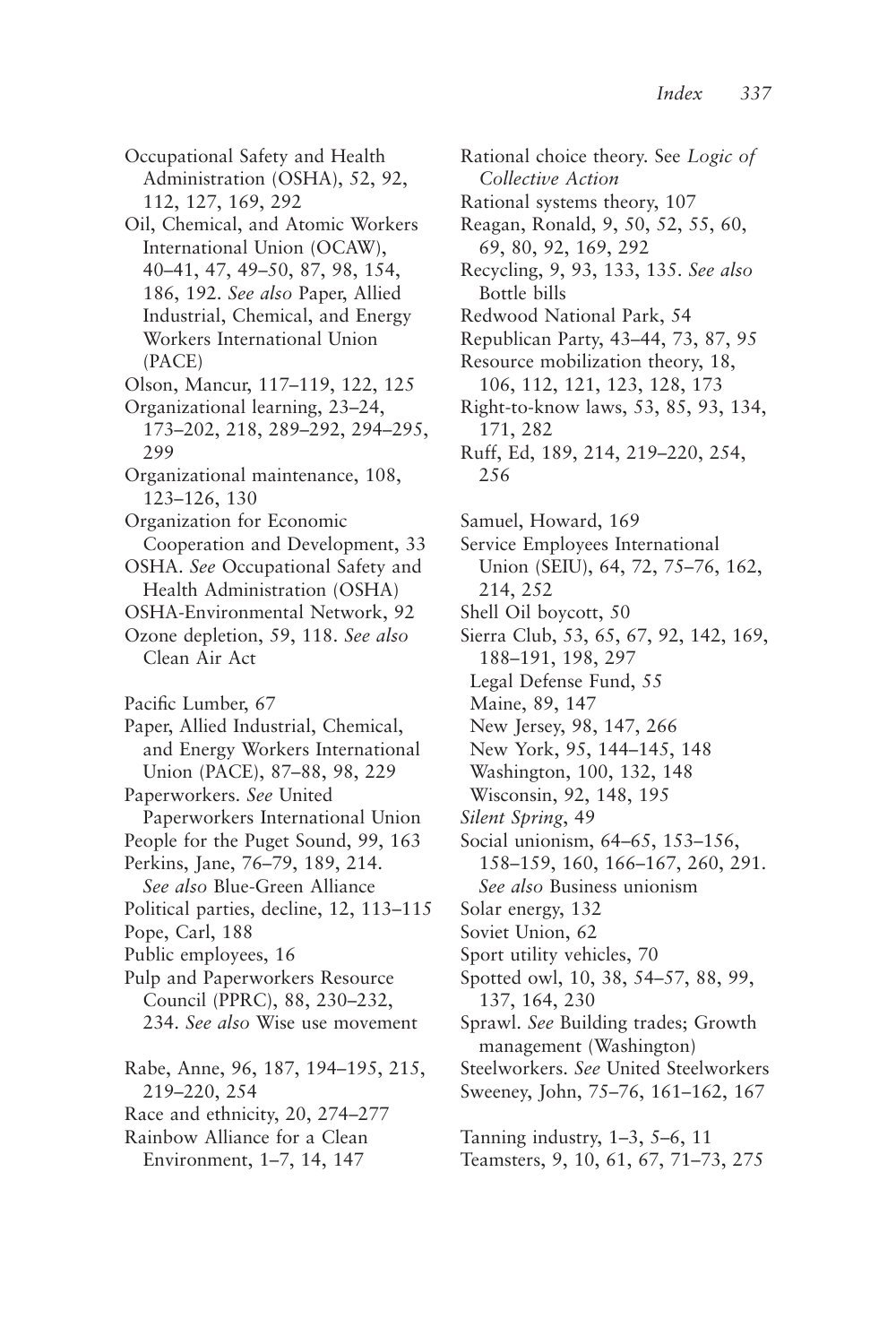Occupational Safety and Health Administration (OSHA), 52, 92, 112, 127, 169, 292

Oil, Chemical, and Atomic Workers International Union (OCAW), 40–41, 47, 49–50, 87, 98, 154, 186, 192. *See also* Paper, Allied Industrial, Chemical, and Energy Workers International Union (PACE)

Olson, Mancur, 117–119, 122, 125

Organizational learning, 23–24, 173–202, 218, 289–292, 294–295, 299

Organizational maintenance, 108, 123–126, 130

Organization for Economic Cooperation and Development, 33

OSHA. *See* Occupational Safety and Health Administration (OSHA)

OSHA-Environmental Network, 92

Ozone depletion, 59, 118. *See also* Clean Air Act

Pacific Lumber, 67

Paper, Allied Industrial, Chemical, and Energy Workers International Union (PACE), 87–88, 98, 229

Paperworkers. *See* United Paperworkers International Union

People for the Puget Sound, 99, 163

Perkins, Jane, 76–79, 189, 214. *See also* Blue-Green Alliance

Political parties, decline, 12, 113–115

Pope, Carl, 188

Public employees, 16

Pulp and Paperworkers Resource Council (PPRC), 88, 230–232, 234. *See also* Wise use movement

Rabe, Anne, 96, 187, 194–195, 215, 219–220, 254

Race and ethnicity, 20, 274–277

Rainbow Alliance for a Clean Environment, 1–7, 14, 147

Rational choice theory. See *Logic of Collective Action*

Rational systems theory, 107

Reagan, Ronald, 9, 50, 52, 55, 60, 69, 80, 92, 169, 292

Recycling, 9, 93, 133, 135. *See also* Bottle bills

Redwood National Park, 54

Republican Party, 43–44, 73, 87, 95

Resource mobilization theory, 18, 106, 112, 121, 123, 128, 173

Right-to-know laws, 53, 85, 93, 134, 171, 282

Ruff, Ed, 189, 214, 219–220, 254, 256

Samuel, Howard, 169

Service Employees International Union (SEIU), 64, 72, 75–76, 162, 214, 252

Shell Oil boycott, 50

Sierra Club, 53, 65, 67, 92, 142, 169, 188–191, 198, 297
- Legal Defense Fund, 55
- Maine, 89, 147
- New Jersey, 98, 147, 266
- New York, 95, 144–145, 148
- Washington, 100, 132, 148
- Wisconsin, 92, 148, 195

*Silent Spring*, 49

Social unionism, 64–65, 153–156, 158–159, 160, 166–167, 260, 291. *See also* Business unionism

Solar energy, 132

Soviet Union, 62

Sport utility vehicles, 70

Spotted owl, 10, 38, 54–57, 88, 99, 137, 164, 230

Sprawl. *See* Building trades; Growth management (Washington)

Steelworkers. *See* United Steelworkers

Sweeney, John, 75–76, 161–162, 167

Tanning industry, 1–3, 5–6, 11

Teamsters, 9, 10, 61, 67, 71–73, 275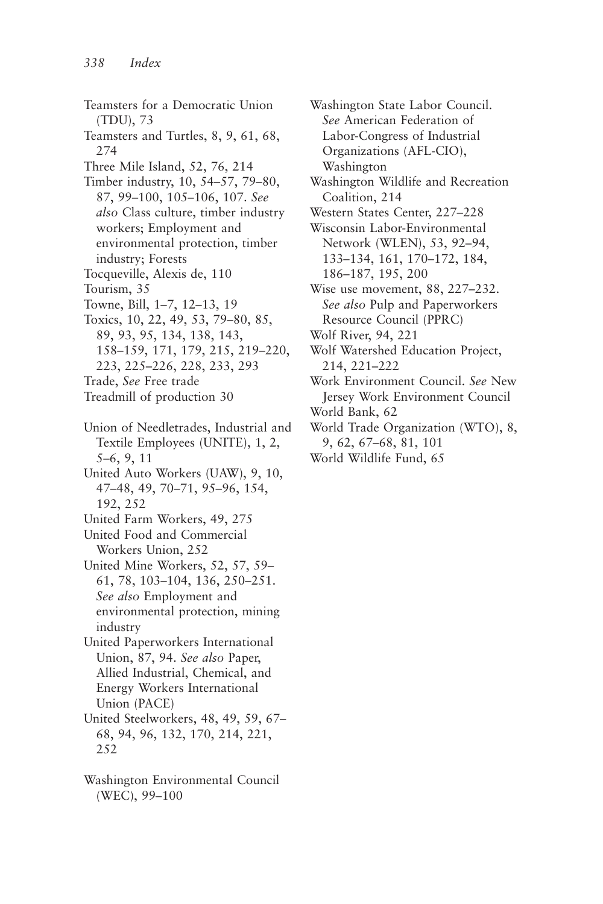Teamsters for a Democratic Union (TDU), 73
Teamsters and Turtles, 8, 9, 61, 68, 274
Three Mile Island, 52, 76, 214
Timber industry, 10, 54–57, 79–80, 87, 99–100, 105–106, 107. *See also* Class culture, timber industry workers; Employment and environmental protection, timber industry; Forests
Tocqueville, Alexis de, 110
Tourism, 35
Towne, Bill, 1–7, 12–13, 19
Toxics, 10, 22, 49, 53, 79–80, 85, 89, 93, 95, 134, 138, 143, 158–159, 171, 179, 215, 219–220, 223, 225–226, 228, 233, 293
Trade, *See* Free trade
Treadmill of production 30

Union of Needletrades, Industrial and Textile Employees (UNITE), 1, 2, 5–6, 9, 11
United Auto Workers (UAW), 9, 10, 47–48, 49, 70–71, 95–96, 154, 192, 252
United Farm Workers, 49, 275
United Food and Commercial Workers Union, 252
United Mine Workers, 52, 57, 59–61, 78, 103–104, 136, 250–251. *See also* Employment and environmental protection, mining industry
United Paperworkers International Union, 87, 94. *See also* Paper, Allied Industrial, Chemical, and Energy Workers International Union (PACE)
United Steelworkers, 48, 49, 59, 67–68, 94, 96, 132, 170, 214, 221, 252

Washington Environmental Council (WEC), 99–100
Washington State Labor Council. *See* American Federation of Labor-Congress of Industrial Organizations (AFL-CIO), Washington
Washington Wildlife and Recreation Coalition, 214
Western States Center, 227–228
Wisconsin Labor-Environmental Network (WLEN), 53, 92–94, 133–134, 161, 170–172, 184, 186–187, 195, 200
Wise use movement, 88, 227–232. *See also* Pulp and Paperworkers Resource Council (PPRC)
Wolf River, 94, 221
Wolf Watershed Education Project, 214, 221–222
Work Environment Council. *See* New Jersey Work Environment Council
World Bank, 62
World Trade Organization (WTO), 8, 9, 62, 67–68, 81, 101
World Wildlife Fund, 65